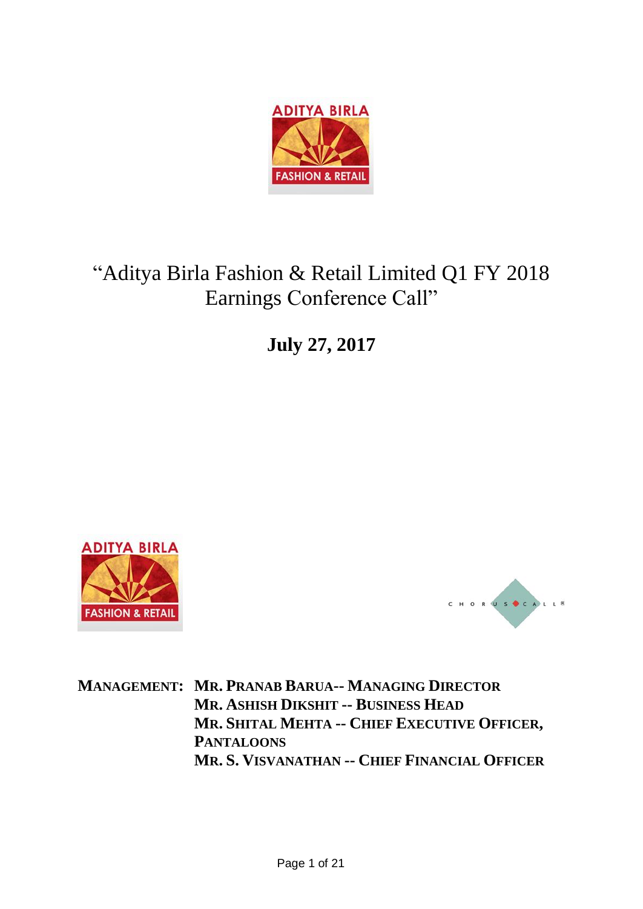# "Aditya Birla Fashion & Retail Limited Q1 FY 2018 Earnings Conference Call"

**July 27, 2017**

**MANAGEMENT:** **MR. PRANAB BARUA-- MANAGING DIRECTOR**
**MR. ASHISH DIKSHIT -- BUSINESS HEAD**
**MR. SHITAL MEHTA -- CHIEF EXECUTIVE OFFICER, PANTALOONS**
**MR. S. VISVANATHAN -- CHIEF FINANCIAL OFFICER**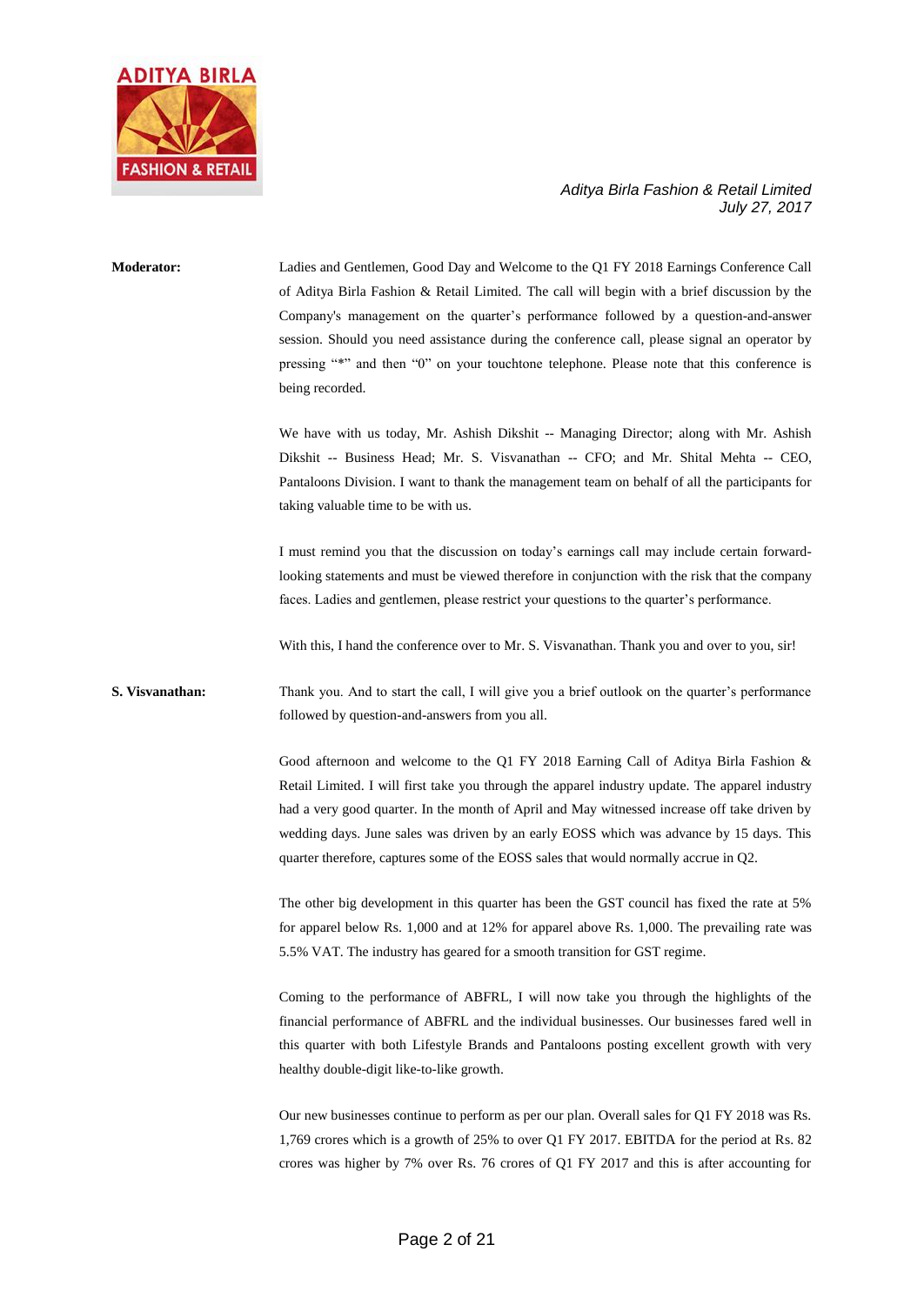**Moderator:** Ladies and Gentlemen, Good Day and Welcome to the Q1 FY 2018 Earnings Conference Call of Aditya Birla Fashion & Retail Limited. The call will begin with a brief discussion by the Company's management on the quarter's performance followed by a question-and-answer session. Should you need assistance during the conference call, please signal an operator by pressing "*" and then "0" on your touchtone telephone. Please note that this conference is being recorded.

We have with us today, Mr. Ashish Dikshit -- Managing Director; along with Mr. Ashish Dikshit -- Business Head; Mr. S. Visvanathan -- CFO; and Mr. Shital Mehta -- CEO, Pantaloons Division. I want to thank the management team on behalf of all the participants for taking valuable time to be with us.

I must remind you that the discussion on today's earnings call may include certain forward-looking statements and must be viewed therefore in conjunction with the risk that the company faces. Ladies and gentlemen, please restrict your questions to the quarter's performance.

With this, I hand the conference over to Mr. S. Visvanathan. Thank you and over to you, sir!

**S. Visvanathan:** Thank you. And to start the call, I will give you a brief outlook on the quarter's performance followed by question-and-answers from you all.

Good afternoon and welcome to the Q1 FY 2018 Earning Call of Aditya Birla Fashion & Retail Limited. I will first take you through the apparel industry update. The apparel industry had a very good quarter. In the month of April and May witnessed increase off take driven by wedding days. June sales was driven by an early EOSS which was advance by 15 days. This quarter therefore, captures some of the EOSS sales that would normally accrue in Q2.

The other big development in this quarter has been the GST council has fixed the rate at 5% for apparel below Rs. 1,000 and at 12% for apparel above Rs. 1,000. The prevailing rate was 5.5% VAT. The industry has geared for a smooth transition for GST regime.

Coming to the performance of ABFRL, I will now take you through the highlights of the financial performance of ABFRL and the individual businesses. Our businesses fared well in this quarter with both Lifestyle Brands and Pantaloons posting excellent growth with very healthy double-digit like-to-like growth.

Our new businesses continue to perform as per our plan. Overall sales for Q1 FY 2018 was Rs. 1,769 crores which is a growth of 25% to over Q1 FY 2017. EBITDA for the period at Rs. 82 crores was higher by 7% over Rs. 76 crores of Q1 FY 2017 and this is after accounting for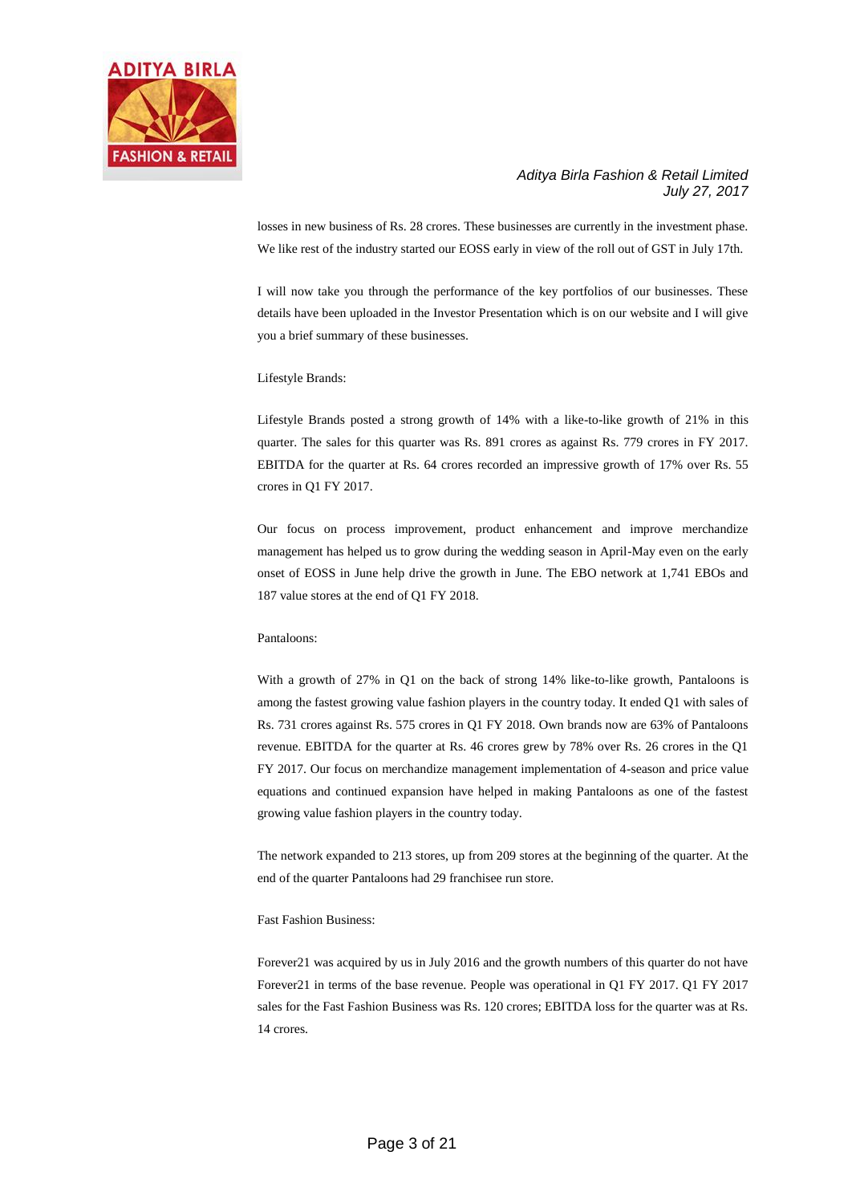losses in new business of Rs. 28 crores. These businesses are currently in the investment phase. We like rest of the industry started our EOSS early in view of the roll out of GST in July 17th.

I will now take you through the performance of the key portfolios of our businesses. These details have been uploaded in the Investor Presentation which is on our website and I will give you a brief summary of these businesses.

Lifestyle Brands:

Lifestyle Brands posted a strong growth of 14% with a like-to-like growth of 21% in this quarter. The sales for this quarter was Rs. 891 crores as against Rs. 779 crores in FY 2017. EBITDA for the quarter at Rs. 64 crores recorded an impressive growth of 17% over Rs. 55 crores in Q1 FY 2017.

Our focus on process improvement, product enhancement and improve merchandize management has helped us to grow during the wedding season in April-May even on the early onset of EOSS in June help drive the growth in June. The EBO network at 1,741 EBOs and 187 value stores at the end of Q1 FY 2018.

Pantaloons:

With a growth of 27% in Q1 on the back of strong 14% like-to-like growth, Pantaloons is among the fastest growing value fashion players in the country today. It ended Q1 with sales of Rs. 731 crores against Rs. 575 crores in Q1 FY 2018. Own brands now are 63% of Pantaloons revenue. EBITDA for the quarter at Rs. 46 crores grew by 78% over Rs. 26 crores in the Q1 FY 2017. Our focus on merchandize management implementation of 4-season and price value equations and continued expansion have helped in making Pantaloons as one of the fastest growing value fashion players in the country today.

The network expanded to 213 stores, up from 209 stores at the beginning of the quarter. At the end of the quarter Pantaloons had 29 franchisee run store.

Fast Fashion Business:

Forever21 was acquired by us in July 2016 and the growth numbers of this quarter do not have Forever21 in terms of the base revenue. People was operational in Q1 FY 2017. Q1 FY 2017 sales for the Fast Fashion Business was Rs. 120 crores; EBITDA loss for the quarter was at Rs. 14 crores.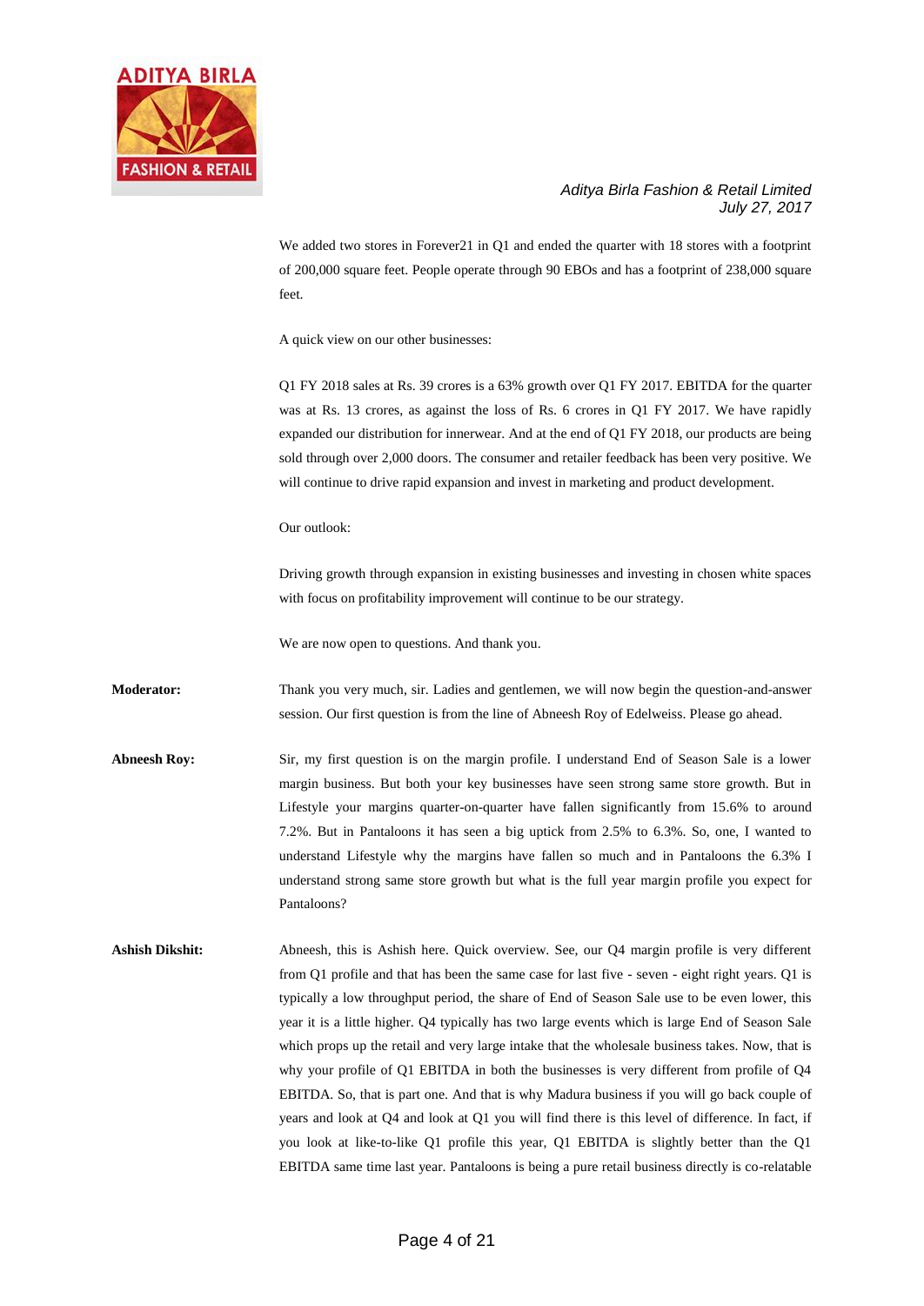We added two stores in Forever21 in Q1 and ended the quarter with 18 stores with a footprint of 200,000 square feet. People operate through 90 EBOs and has a footprint of 238,000 square feet.

A quick view on our other businesses:

Q1 FY 2018 sales at Rs. 39 crores is a 63% growth over Q1 FY 2017. EBITDA for the quarter was at Rs. 13 crores, as against the loss of Rs. 6 crores in Q1 FY 2017. We have rapidly expanded our distribution for innerwear. And at the end of Q1 FY 2018, our products are being sold through over 2,000 doors. The consumer and retailer feedback has been very positive. We will continue to drive rapid expansion and invest in marketing and product development.

Our outlook:

Driving growth through expansion in existing businesses and investing in chosen white spaces with focus on profitability improvement will continue to be our strategy.

We are now open to questions. And thank you.

**Moderator:** Thank you very much, sir. Ladies and gentlemen, we will now begin the question-and-answer session. Our first question is from the line of Abneesh Roy of Edelweiss. Please go ahead.

**Abneesh Roy:** Sir, my first question is on the margin profile. I understand End of Season Sale is a lower margin business. But both your key businesses have seen strong same store growth. But in Lifestyle your margins quarter-on-quarter have fallen significantly from 15.6% to around 7.2%. But in Pantaloons it has seen a big uptick from 2.5% to 6.3%. So, one, I wanted to understand Lifestyle why the margins have fallen so much and in Pantaloons the 6.3% I understand strong same store growth but what is the full year margin profile you expect for Pantaloons?

**Ashish Dikshit:** Abneesh, this is Ashish here. Quick overview. See, our Q4 margin profile is very different from Q1 profile and that has been the same case for last five - seven - eight right years. Q1 is typically a low throughput period, the share of End of Season Sale use to be even lower, this year it is a little higher. Q4 typically has two large events which is large End of Season Sale which props up the retail and very large intake that the wholesale business takes. Now, that is why your profile of Q1 EBITDA in both the businesses is very different from profile of Q4 EBITDA. So, that is part one. And that is why Madura business if you will go back couple of years and look at Q4 and look at Q1 you will find there is this level of difference. In fact, if you look at like-to-like Q1 profile this year, Q1 EBITDA is slightly better than the Q1 EBITDA same time last year. Pantaloons is being a pure retail business directly is co-relatable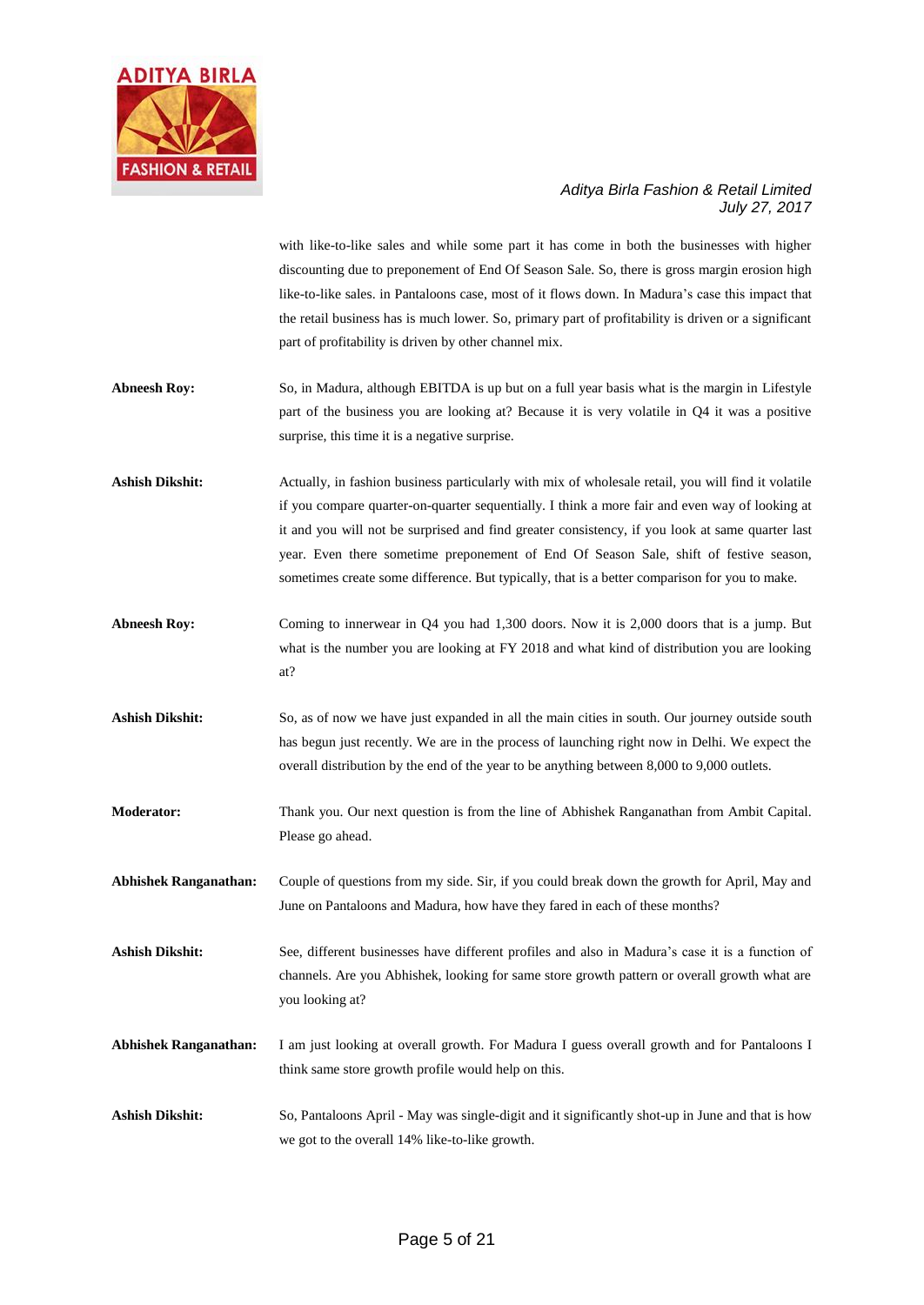with like-to-like sales and while some part it has come in both the businesses with higher discounting due to preponement of End Of Season Sale. So, there is gross margin erosion high like-to-like sales. in Pantaloons case, most of it flows down. In Madura's case this impact that the retail business has is much lower. So, primary part of profitability is driven or a significant part of profitability is driven by other channel mix.

**Abneesh Roy:** So, in Madura, although EBITDA is up but on a full year basis what is the margin in Lifestyle part of the business you are looking at? Because it is very volatile in Q4 it was a positive surprise, this time it is a negative surprise.

**Ashish Dikshit:** Actually, in fashion business particularly with mix of wholesale retail, you will find it volatile if you compare quarter-on-quarter sequentially. I think a more fair and even way of looking at it and you will not be surprised and find greater consistency, if you look at same quarter last year. Even there sometime preponement of End Of Season Sale, shift of festive season, sometimes create some difference. But typically, that is a better comparison for you to make.

**Abneesh Roy:** Coming to innerwear in Q4 you had 1,300 doors. Now it is 2,000 doors that is a jump. But what is the number you are looking at FY 2018 and what kind of distribution you are looking at?

**Ashish Dikshit:** So, as of now we have just expanded in all the main cities in south. Our journey outside south has begun just recently. We are in the process of launching right now in Delhi. We expect the overall distribution by the end of the year to be anything between 8,000 to 9,000 outlets.

**Moderator:** Thank you. Our next question is from the line of Abhishek Ranganathan from Ambit Capital. Please go ahead.

**Abhishek Ranganathan:** Couple of questions from my side. Sir, if you could break down the growth for April, May and June on Pantaloons and Madura, how have they fared in each of these months?

**Ashish Dikshit:** See, different businesses have different profiles and also in Madura's case it is a function of channels. Are you Abhishek, looking for same store growth pattern or overall growth what are you looking at?

**Abhishek Ranganathan:** I am just looking at overall growth. For Madura I guess overall growth and for Pantaloons I think same store growth profile would help on this.

**Ashish Dikshit:** So, Pantaloons April - May was single-digit and it significantly shot-up in June and that is how we got to the overall 14% like-to-like growth.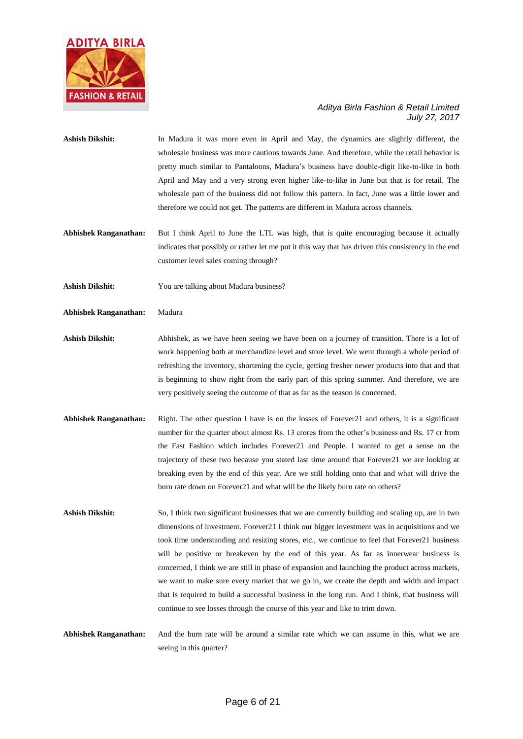**Ashish Dikshit:** In Madura it was more even in April and May, the dynamics are slightly different, the wholesale business was more cautious towards June. And therefore, while the retail behavior is pretty much similar to Pantaloons, Madura's business have double-digit like-to-like in both April and May and a very strong even higher like-to-like in June but that is for retail. The wholesale part of the business did not follow this pattern. In fact, June was a little lower and therefore we could not get. The patterns are different in Madura across channels.

**Abhishek Ranganathan:** But I think April to June the LTL was high, that is quite encouraging because it actually indicates that possibly or rather let me put it this way that has driven this consistency in the end customer level sales coming through?

**Ashish Dikshit:** You are talking about Madura business?

**Abhishek Ranganathan:** Madura

**Ashish Dikshit:** Abhishek, as we have been seeing we have been on a journey of transition. There is a lot of work happening both at merchandize level and store level. We went through a whole period of refreshing the inventory, shortening the cycle, getting fresher newer products into that and that is beginning to show right from the early part of this spring summer. And therefore, we are very positively seeing the outcome of that as far as the season is concerned.

**Abhishek Ranganathan:** Right. The other question I have is on the losses of Forever21 and others, it is a significant number for the quarter about almost Rs. 13 crores from the other's business and Rs. 17 cr from the Fast Fashion which includes Forever21 and People. I wanted to get a sense on the trajectory of these two because you stated last time around that Forever21 we are looking at breaking even by the end of this year. Are we still holding onto that and what will drive the burn rate down on Forever21 and what will be the likely burn rate on others?

**Ashish Dikshit:** So, I think two significant businesses that we are currently building and scaling up, are in two dimensions of investment. Forever21 I think our bigger investment was in acquisitions and we took time understanding and resizing stores, etc., we continue to feel that Forever21 business will be positive or breakeven by the end of this year. As far as innerwear business is concerned, I think we are still in phase of expansion and launching the product across markets, we want to make sure every market that we go in, we create the depth and width and impact that is required to build a successful business in the long run. And I think, that business will continue to see losses through the course of this year and like to trim down.

**Abhishek Ranganathan:** And the burn rate will be around a similar rate which we can assume in this, what we are seeing in this quarter?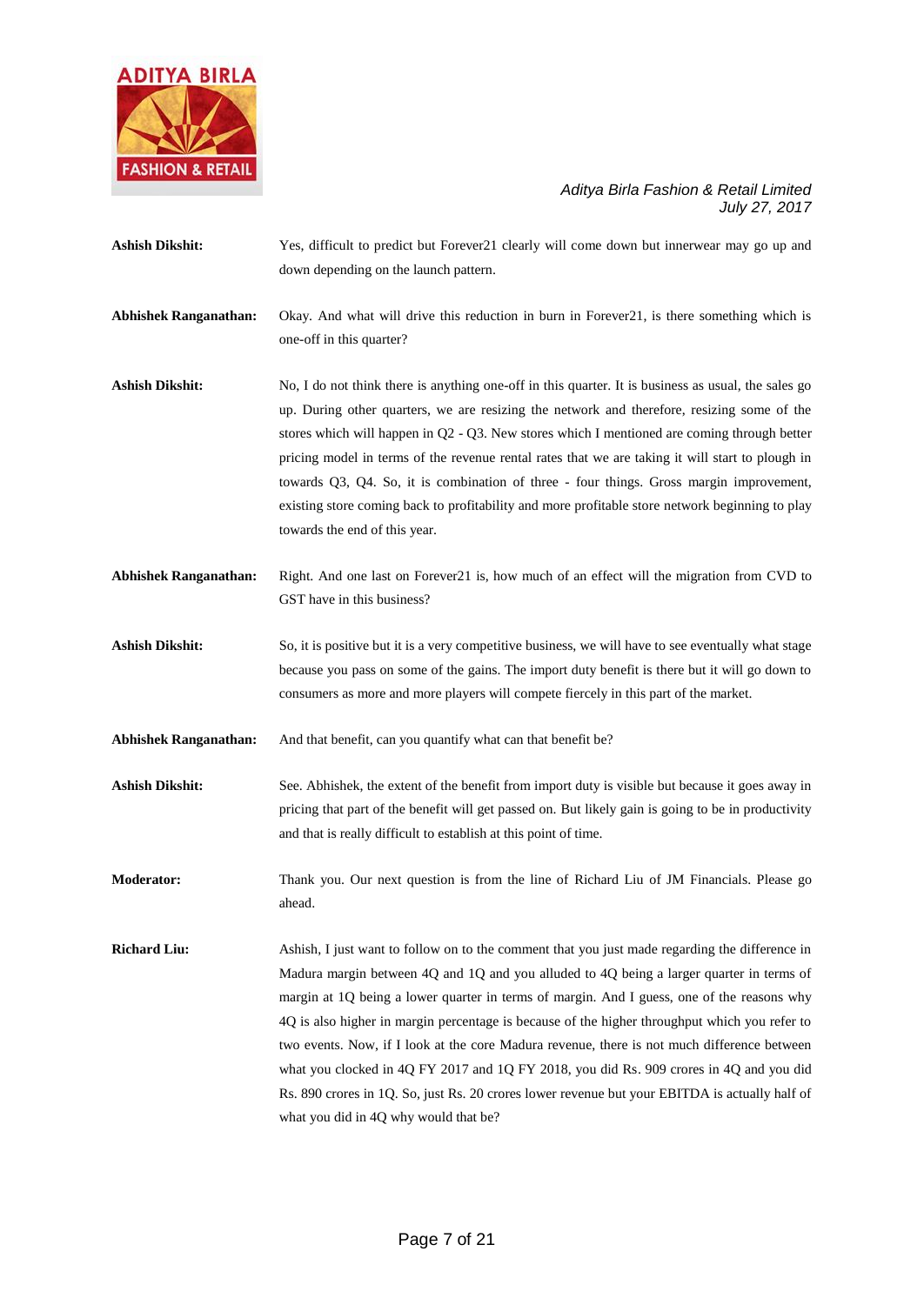**Ashish Dikshit:** Yes, difficult to predict but Forever21 clearly will come down but innerwear may go up and down depending on the launch pattern.

**Abhishek Ranganathan:** Okay. And what will drive this reduction in burn in Forever21, is there something which is one-off in this quarter?

**Ashish Dikshit:** No, I do not think there is anything one-off in this quarter. It is business as usual, the sales go up. During other quarters, we are resizing the network and therefore, resizing some of the stores which will happen in Q2 - Q3. New stores which I mentioned are coming through better pricing model in terms of the revenue rental rates that we are taking it will start to plough in towards Q3, Q4. So, it is combination of three - four things. Gross margin improvement, existing store coming back to profitability and more profitable store network beginning to play towards the end of this year.

**Abhishek Ranganathan:** Right. And one last on Forever21 is, how much of an effect will the migration from CVD to GST have in this business?

**Ashish Dikshit:** So, it is positive but it is a very competitive business, we will have to see eventually what stage because you pass on some of the gains. The import duty benefit is there but it will go down to consumers as more and more players will compete fiercely in this part of the market.

**Abhishek Ranganathan:** And that benefit, can you quantify what can that benefit be?

**Ashish Dikshit:** See. Abhishek, the extent of the benefit from import duty is visible but because it goes away in pricing that part of the benefit will get passed on. But likely gain is going to be in productivity and that is really difficult to establish at this point of time.

**Moderator:** Thank you. Our next question is from the line of Richard Liu of JM Financials. Please go ahead.

**Richard Liu:** Ashish, I just want to follow on to the comment that you just made regarding the difference in Madura margin between 4Q and 1Q and you alluded to 4Q being a larger quarter in terms of margin at 1Q being a lower quarter in terms of margin. And I guess, one of the reasons why 4Q is also higher in margin percentage is because of the higher throughput which you refer to two events. Now, if I look at the core Madura revenue, there is not much difference between what you clocked in 4Q FY 2017 and 1Q FY 2018, you did Rs. 909 crores in 4Q and you did Rs. 890 crores in 1Q. So, just Rs. 20 crores lower revenue but your EBITDA is actually half of what you did in 4Q why would that be?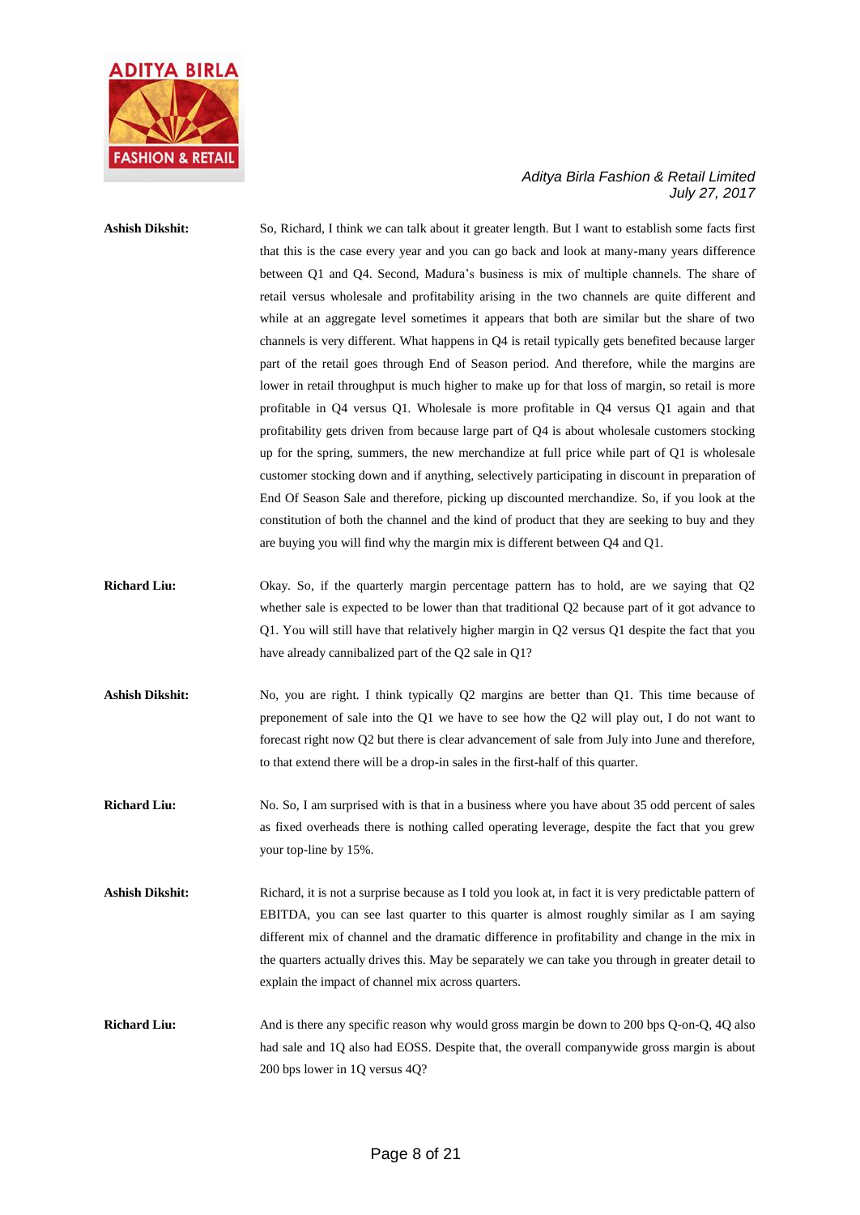**Ashish Dikshit:** So, Richard, I think we can talk about it greater length. But I want to establish some facts first that this is the case every year and you can go back and look at many-many years difference between Q1 and Q4. Second, Madura's business is mix of multiple channels. The share of retail versus wholesale and profitability arising in the two channels are quite different and while at an aggregate level sometimes it appears that both are similar but the share of two channels is very different. What happens in Q4 is retail typically gets benefited because larger part of the retail goes through End of Season period. And therefore, while the margins are lower in retail throughput is much higher to make up for that loss of margin, so retail is more profitable in Q4 versus Q1. Wholesale is more profitable in Q4 versus Q1 again and that profitability gets driven from because large part of Q4 is about wholesale customers stocking up for the spring, summers, the new merchandize at full price while part of Q1 is wholesale customer stocking down and if anything, selectively participating in discount in preparation of End Of Season Sale and therefore, picking up discounted merchandize. So, if you look at the constitution of both the channel and the kind of product that they are seeking to buy and they are buying you will find why the margin mix is different between Q4 and Q1.

**Richard Liu:** Okay. So, if the quarterly margin percentage pattern has to hold, are we saying that Q2 whether sale is expected to be lower than that traditional Q2 because part of it got advance to Q1. You will still have that relatively higher margin in Q2 versus Q1 despite the fact that you have already cannibalized part of the Q2 sale in Q1?

**Ashish Dikshit:** No, you are right. I think typically Q2 margins are better than Q1. This time because of preponement of sale into the Q1 we have to see how the Q2 will play out, I do not want to forecast right now Q2 but there is clear advancement of sale from July into June and therefore, to that extend there will be a drop-in sales in the first-half of this quarter.

**Richard Liu:** No. So, I am surprised with is that in a business where you have about 35 odd percent of sales as fixed overheads there is nothing called operating leverage, despite the fact that you grew your top-line by 15%.

**Ashish Dikshit:** Richard, it is not a surprise because as I told you look at, in fact it is very predictable pattern of EBITDA, you can see last quarter to this quarter is almost roughly similar as I am saying different mix of channel and the dramatic difference in profitability and change in the mix in the quarters actually drives this. May be separately we can take you through in greater detail to explain the impact of channel mix across quarters.

**Richard Liu:** And is there any specific reason why would gross margin be down to 200 bps Q-on-Q, 4Q also had sale and 1Q also had EOSS. Despite that, the overall companywide gross margin is about 200 bps lower in 1Q versus 4Q?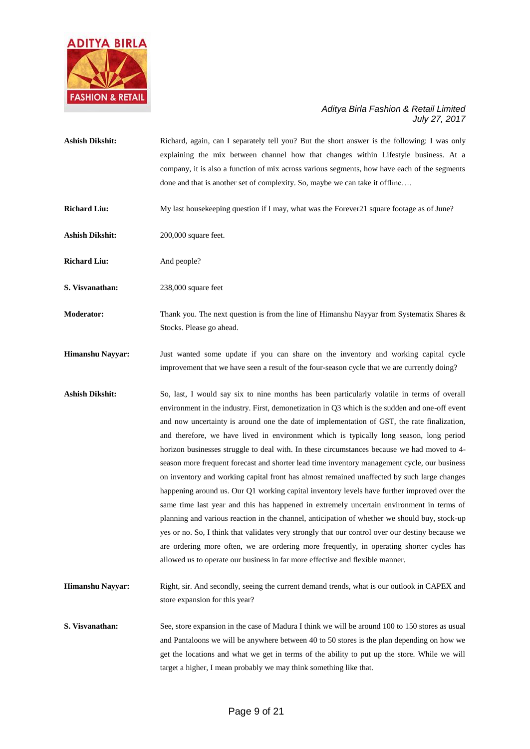**Ashish Dikshit:** Richard, again, can I separately tell you? But the short answer is the following: I was only explaining the mix between channel how that changes within Lifestyle business. At a company, it is also a function of mix across various segments, how have each of the segments done and that is another set of complexity. So, maybe we can take it offline….

**Richard Liu:** My last housekeeping question if I may, what was the Forever21 square footage as of June?

**Ashish Dikshit:** 200,000 square feet.

**Richard Liu:** And people?

**S. Visvanathan:** 238,000 square feet

**Moderator:** Thank you. The next question is from the line of Himanshu Nayyar from Systematix Shares & Stocks. Please go ahead.

**Himanshu Nayyar:** Just wanted some update if you can share on the inventory and working capital cycle improvement that we have seen a result of the four-season cycle that we are currently doing?

**Ashish Dikshit:** So, last, I would say six to nine months has been particularly volatile in terms of overall environment in the industry. First, demonetization in Q3 which is the sudden and one-off event and now uncertainty is around one the date of implementation of GST, the rate finalization, and therefore, we have lived in environment which is typically long season, long period horizon businesses struggle to deal with. In these circumstances because we had moved to 4-season more frequent forecast and shorter lead time inventory management cycle, our business on inventory and working capital front has almost remained unaffected by such large changes happening around us. Our Q1 working capital inventory levels have further improved over the same time last year and this has happened in extremely uncertain environment in terms of planning and various reaction in the channel, anticipation of whether we should buy, stock-up yes or no. So, I think that validates very strongly that our control over our destiny because we are ordering more often, we are ordering more frequently, in operating shorter cycles has allowed us to operate our business in far more effective and flexible manner.

**Himanshu Nayyar:** Right, sir. And secondly, seeing the current demand trends, what is our outlook in CAPEX and store expansion for this year?

**S. Visvanathan:** See, store expansion in the case of Madura I think we will be around 100 to 150 stores as usual and Pantaloons we will be anywhere between 40 to 50 stores is the plan depending on how we get the locations and what we get in terms of the ability to put up the store. While we will target a higher, I mean probably we may think something like that.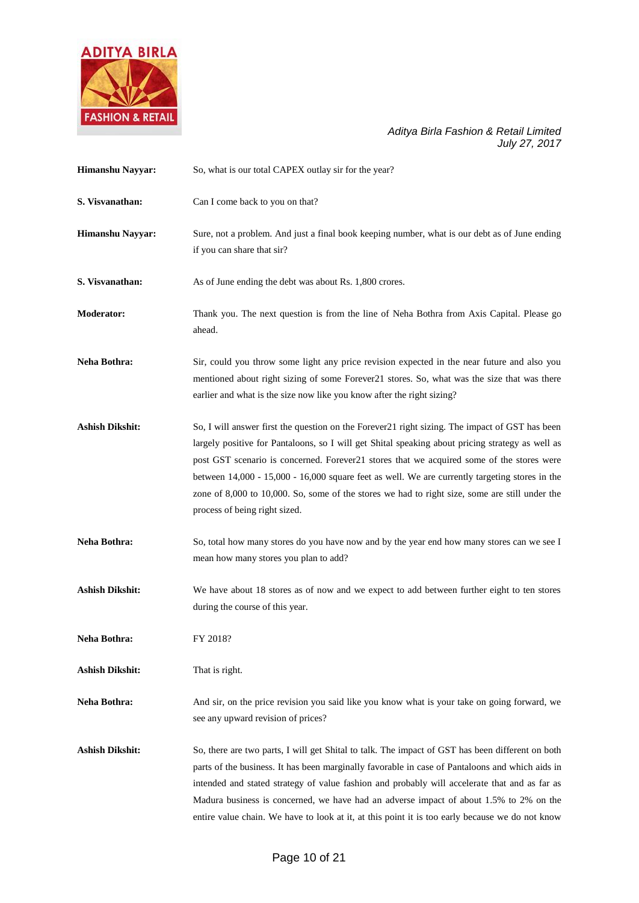**Himanshu Nayyar:** So, what is our total CAPEX outlay sir for the year?

**S. Visvanathan:** Can I come back to you on that?

**Himanshu Nayyar:** Sure, not a problem. And just a final book keeping number, what is our debt as of June ending if you can share that sir?

**S. Visvanathan:** As of June ending the debt was about Rs. 1,800 crores.

**Moderator:** Thank you. The next question is from the line of Neha Bothra from Axis Capital. Please go ahead.

**Neha Bothra:** Sir, could you throw some light any price revision expected in the near future and also you mentioned about right sizing of some Forever21 stores. So, what was the size that was there earlier and what is the size now like you know after the right sizing?

**Ashish Dikshit:** So, I will answer first the question on the Forever21 right sizing. The impact of GST has been largely positive for Pantaloons, so I will get Shital speaking about pricing strategy as well as post GST scenario is concerned. Forever21 stores that we acquired some of the stores were between 14,000 - 15,000 - 16,000 square feet as well. We are currently targeting stores in the zone of 8,000 to 10,000. So, some of the stores we had to right size, some are still under the process of being right sized.

**Neha Bothra:** So, total how many stores do you have now and by the year end how many stores can we see I mean how many stores you plan to add?

**Ashish Dikshit:** We have about 18 stores as of now and we expect to add between further eight to ten stores during the course of this year.

**Neha Bothra:** FY 2018?

**Ashish Dikshit:** That is right.

**Neha Bothra:** And sir, on the price revision you said like you know what is your take on going forward, we see any upward revision of prices?

**Ashish Dikshit:** So, there are two parts, I will get Shital to talk. The impact of GST has been different on both parts of the business. It has been marginally favorable in case of Pantaloons and which aids in intended and stated strategy of value fashion and probably will accelerate that and as far as Madura business is concerned, we have had an adverse impact of about 1.5% to 2% on the entire value chain. We have to look at it, at this point it is too early because we do not know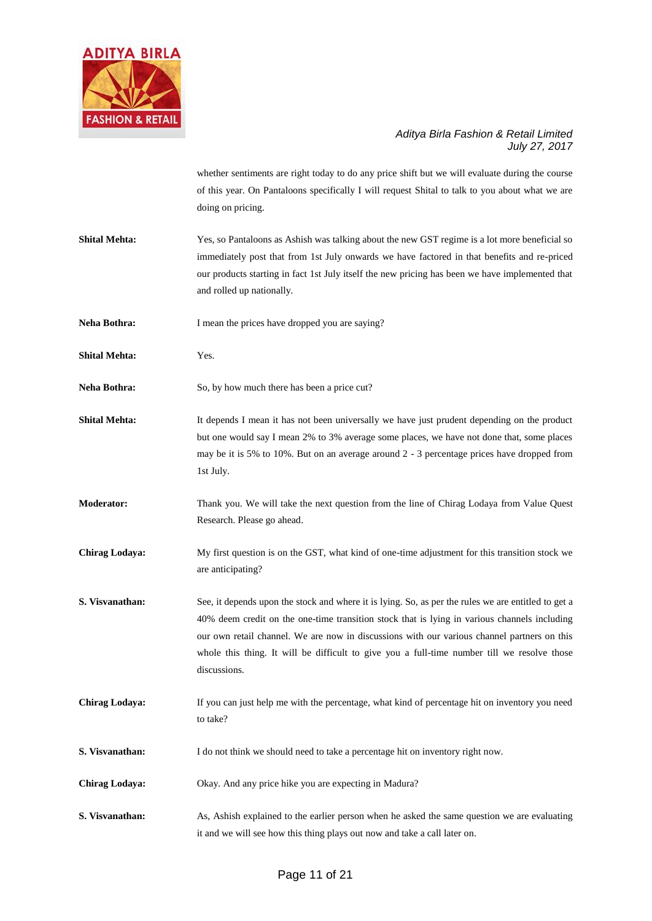whether sentiments are right today to do any price shift but we will evaluate during the course of this year. On Pantaloons specifically I will request Shital to talk to you about what we are doing on pricing.

**Shital Mehta:** Yes, so Pantaloons as Ashish was talking about the new GST regime is a lot more beneficial so immediately post that from 1st July onwards we have factored in that benefits and re-priced our products starting in fact 1st July itself the new pricing has been we have implemented that and rolled up nationally.

**Neha Bothra:** I mean the prices have dropped you are saying?

**Shital Mehta:** Yes.

**Neha Bothra:** So, by how much there has been a price cut?

**Shital Mehta:** It depends I mean it has not been universally we have just prudent depending on the product but one would say I mean 2% to 3% average some places, we have not done that, some places may be it is 5% to 10%. But on an average around 2 - 3 percentage prices have dropped from 1st July.

**Moderator:** Thank you. We will take the next question from the line of Chirag Lodaya from Value Quest Research. Please go ahead.

**Chirag Lodaya:** My first question is on the GST, what kind of one-time adjustment for this transition stock we are anticipating?

**S. Visvanathan:** See, it depends upon the stock and where it is lying. So, as per the rules we are entitled to get a 40% deem credit on the one-time transition stock that is lying in various channels including our own retail channel. We are now in discussions with our various channel partners on this whole this thing. It will be difficult to give you a full-time number till we resolve those discussions.

**Chirag Lodaya:** If you can just help me with the percentage, what kind of percentage hit on inventory you need to take?

**S. Visvanathan:** I do not think we should need to take a percentage hit on inventory right now.

**Chirag Lodaya:** Okay. And any price hike you are expecting in Madura?

**S. Visvanathan:** As, Ashish explained to the earlier person when he asked the same question we are evaluating it and we will see how this thing plays out now and take a call later on.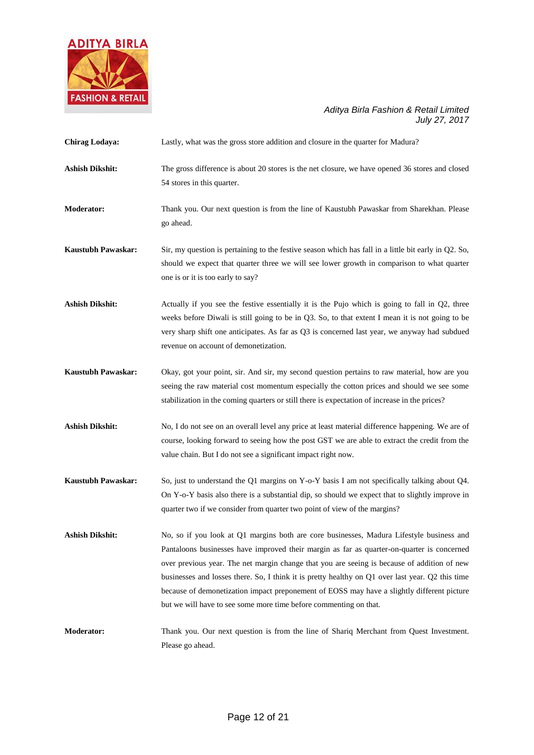**Chirag Lodaya:** Lastly, what was the gross store addition and closure in the quarter for Madura?

**Ashish Dikshit:** The gross difference is about 20 stores is the net closure, we have opened 36 stores and closed 54 stores in this quarter.

**Moderator:** Thank you. Our next question is from the line of Kaustubh Pawaskar from Sharekhan. Please go ahead.

**Kaustubh Pawaskar:** Sir, my question is pertaining to the festive season which has fall in a little bit early in Q2. So, should we expect that quarter three we will see lower growth in comparison to what quarter one is or it is too early to say?

**Ashish Dikshit:** Actually if you see the festive essentially it is the Pujo which is going to fall in Q2, three weeks before Diwali is still going to be in Q3. So, to that extent I mean it is not going to be very sharp shift one anticipates. As far as Q3 is concerned last year, we anyway had subdued revenue on account of demonetization.

**Kaustubh Pawaskar:** Okay, got your point, sir. And sir, my second question pertains to raw material, how are you seeing the raw material cost momentum especially the cotton prices and should we see some stabilization in the coming quarters or still there is expectation of increase in the prices?

**Ashish Dikshit:** No, I do not see on an overall level any price at least material difference happening. We are of course, looking forward to seeing how the post GST we are able to extract the credit from the value chain. But I do not see a significant impact right now.

**Kaustubh Pawaskar:** So, just to understand the Q1 margins on Y-o-Y basis I am not specifically talking about Q4. On Y-o-Y basis also there is a substantial dip, so should we expect that to slightly improve in quarter two if we consider from quarter two point of view of the margins?

**Ashish Dikshit:** No, so if you look at Q1 margins both are core businesses, Madura Lifestyle business and Pantaloons businesses have improved their margin as far as quarter-on-quarter is concerned over previous year. The net margin change that you are seeing is because of addition of new businesses and losses there. So, I think it is pretty healthy on Q1 over last year. Q2 this time because of demonetization impact preponement of EOSS may have a slightly different picture but we will have to see some more time before commenting on that.

**Moderator:** Thank you. Our next question is from the line of Shariq Merchant from Quest Investment. Please go ahead.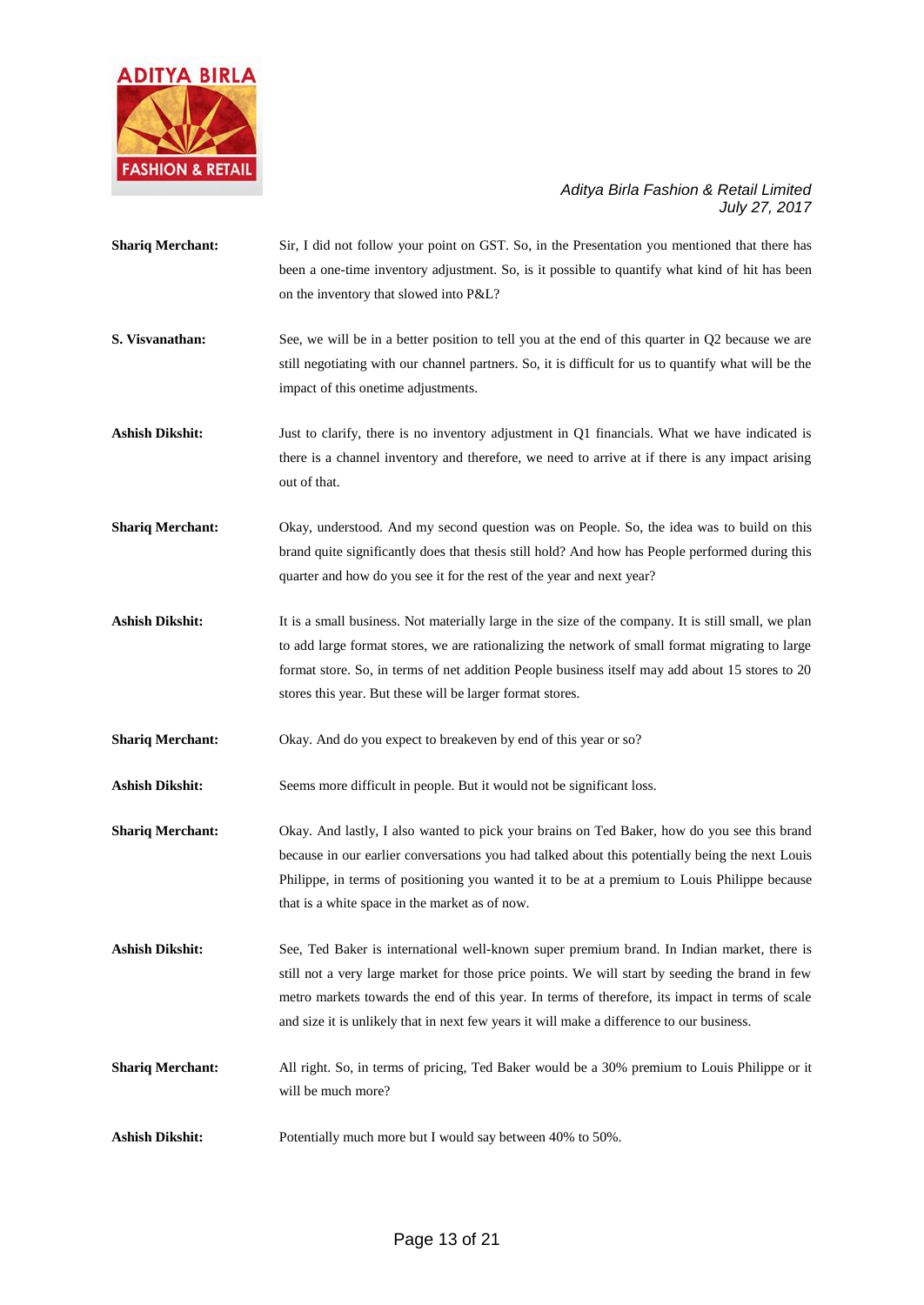**Shariq Merchant:** Sir, I did not follow your point on GST. So, in the Presentation you mentioned that there has been a one-time inventory adjustment. So, is it possible to quantify what kind of hit has been on the inventory that slowed into P&L?

**S. Visvanathan:** See, we will be in a better position to tell you at the end of this quarter in Q2 because we are still negotiating with our channel partners. So, it is difficult for us to quantify what will be the impact of this onetime adjustments.

**Ashish Dikshit:** Just to clarify, there is no inventory adjustment in Q1 financials. What we have indicated is there is a channel inventory and therefore, we need to arrive at if there is any impact arising out of that.

**Shariq Merchant:** Okay, understood. And my second question was on People. So, the idea was to build on this brand quite significantly does that thesis still hold? And how has People performed during this quarter and how do you see it for the rest of the year and next year?

**Ashish Dikshit:** It is a small business. Not materially large in the size of the company. It is still small, we plan to add large format stores, we are rationalizing the network of small format migrating to large format store. So, in terms of net addition People business itself may add about 15 stores to 20 stores this year. But these will be larger format stores.

**Shariq Merchant:** Okay. And do you expect to breakeven by end of this year or so?

**Ashish Dikshit:** Seems more difficult in people. But it would not be significant loss.

**Shariq Merchant:** Okay. And lastly, I also wanted to pick your brains on Ted Baker, how do you see this brand because in our earlier conversations you had talked about this potentially being the next Louis Philippe, in terms of positioning you wanted it to be at a premium to Louis Philippe because that is a white space in the market as of now.

**Ashish Dikshit:** See, Ted Baker is international well-known super premium brand. In Indian market, there is still not a very large market for those price points. We will start by seeding the brand in few metro markets towards the end of this year. In terms of therefore, its impact in terms of scale and size it is unlikely that in next few years it will make a difference to our business.

**Shariq Merchant:** All right. So, in terms of pricing, Ted Baker would be a 30% premium to Louis Philippe or it will be much more?

**Ashish Dikshit:** Potentially much more but I would say between 40% to 50%.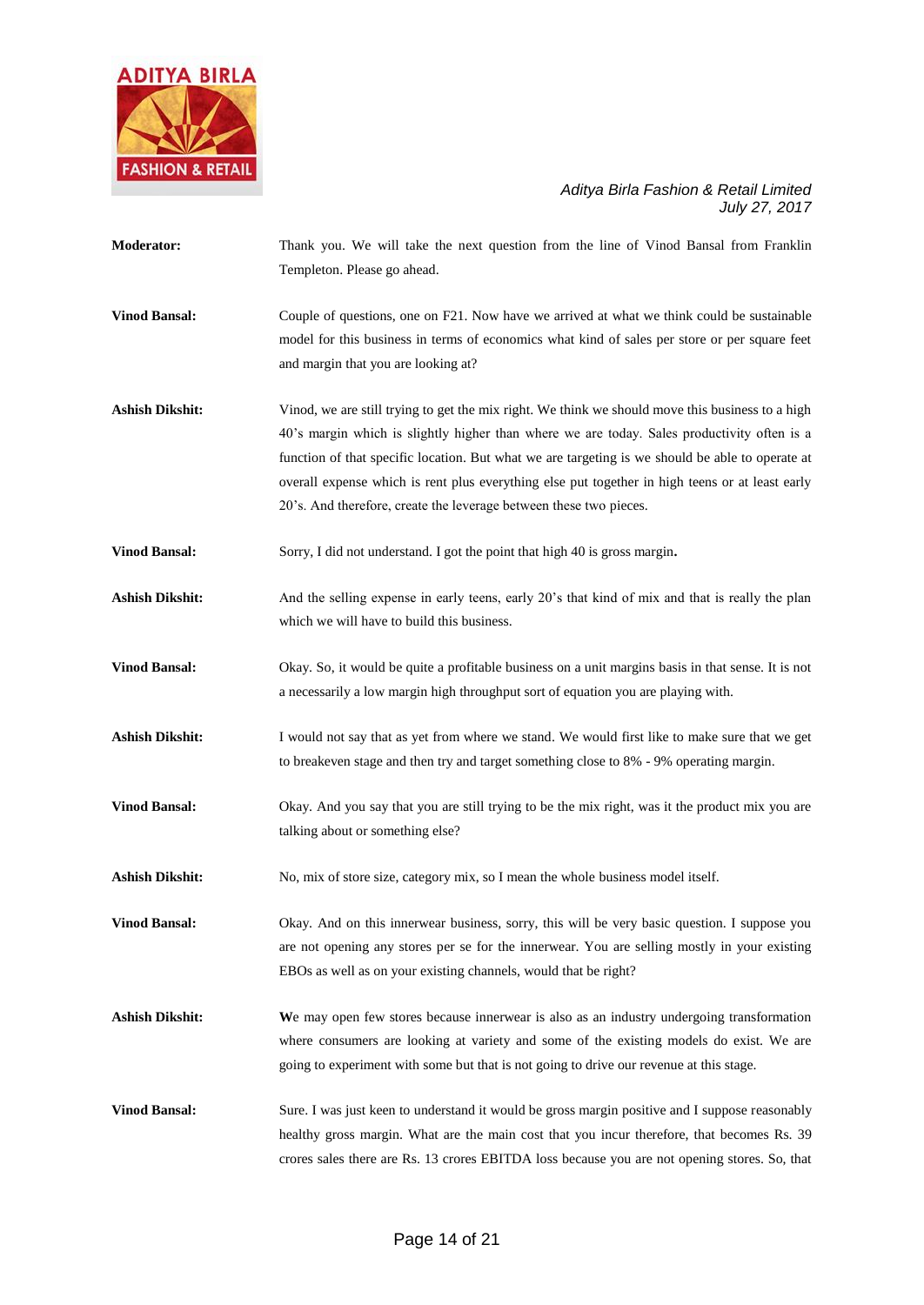**Moderator:** Thank you. We will take the next question from the line of Vinod Bansal from Franklin Templeton. Please go ahead.

**Vinod Bansal:** Couple of questions, one on F21. Now have we arrived at what we think could be sustainable model for this business in terms of economics what kind of sales per store or per square feet and margin that you are looking at?

**Ashish Dikshit:** Vinod, we are still trying to get the mix right. We think we should move this business to a high 40's margin which is slightly higher than where we are today. Sales productivity often is a function of that specific location. But what we are targeting is we should be able to operate at overall expense which is rent plus everything else put together in high teens or at least early 20's. And therefore, create the leverage between these two pieces.

**Vinod Bansal:** Sorry, I did not understand. I got the point that high 40 is gross margin**.**

**Ashish Dikshit:** And the selling expense in early teens, early 20's that kind of mix and that is really the plan which we will have to build this business.

**Vinod Bansal:** Okay. So, it would be quite a profitable business on a unit margins basis in that sense. It is not a necessarily a low margin high throughput sort of equation you are playing with.

**Ashish Dikshit:** I would not say that as yet from where we stand. We would first like to make sure that we get to breakeven stage and then try and target something close to 8% - 9% operating margin.

**Vinod Bansal:** Okay. And you say that you are still trying to be the mix right, was it the product mix you are talking about or something else?

**Ashish Dikshit:** No, mix of store size, category mix, so I mean the whole business model itself.

**Vinod Bansal:** Okay. And on this innerwear business, sorry, this will be very basic question. I suppose you are not opening any stores per se for the innerwear. You are selling mostly in your existing EBOs as well as on your existing channels, would that be right?

**Ashish Dikshit:** We may open few stores because innerwear is also as an industry undergoing transformation where consumers are looking at variety and some of the existing models do exist. We are going to experiment with some but that is not going to drive our revenue at this stage.

**Vinod Bansal:** Sure. I was just keen to understand it would be gross margin positive and I suppose reasonably healthy gross margin. What are the main cost that you incur therefore, that becomes Rs. 39 crores sales there are Rs. 13 crores EBITDA loss because you are not opening stores. So, that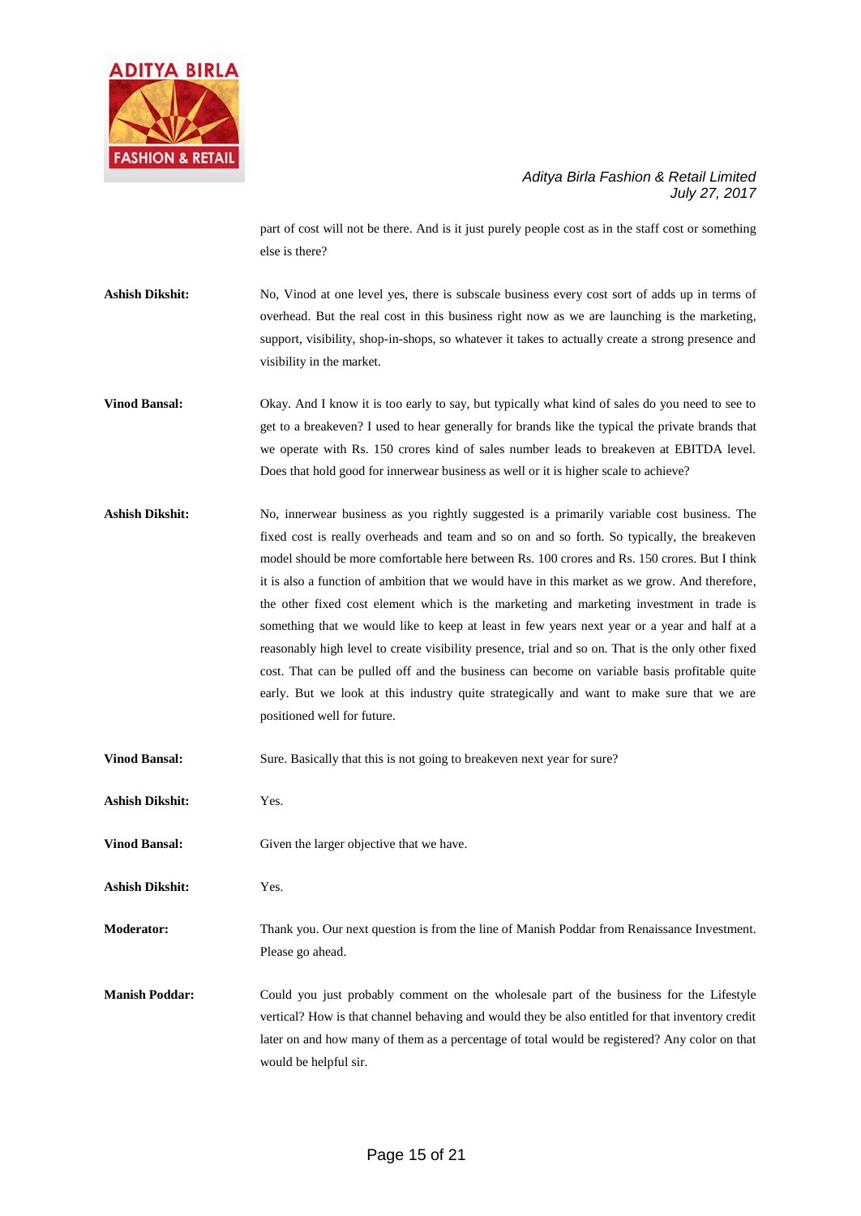part of cost will not be there. And is it just purely people cost as in the staff cost or something else is there?

**Ashish Dikshit:** No, Vinod at one level yes, there is subscale business every cost sort of adds up in terms of overhead. But the real cost in this business right now as we are launching is the marketing, support, visibility, shop-in-shops, so whatever it takes to actually create a strong presence and visibility in the market.

**Vinod Bansal:** Okay. And I know it is too early to say, but typically what kind of sales do you need to see to get to a breakeven? I used to hear generally for brands like the typical the private brands that we operate with Rs. 150 crores kind of sales number leads to breakeven at EBITDA level. Does that hold good for innerwear business as well or it is higher scale to achieve?

**Ashish Dikshit:** No, innerwear business as you rightly suggested is a primarily variable cost business. The fixed cost is really overheads and team and so on and so forth. So typically, the breakeven model should be more comfortable here between Rs. 100 crores and Rs. 150 crores. But I think it is also a function of ambition that we would have in this market as we grow. And therefore, the other fixed cost element which is the marketing and marketing investment in trade is something that we would like to keep at least in few years next year or a year and half at a reasonably high level to create visibility presence, trial and so on. That is the only other fixed cost. That can be pulled off and the business can become on variable basis profitable quite early. But we look at this industry quite strategically and want to make sure that we are positioned well for future.

**Vinod Bansal:** Sure. Basically that this is not going to breakeven next year for sure?

**Ashish Dikshit:** Yes.

**Vinod Bansal:** Given the larger objective that we have.

**Ashish Dikshit:** Yes.

**Moderator:** Thank you. Our next question is from the line of Manish Poddar from Renaissance Investment. Please go ahead.

**Manish Poddar:** Could you just probably comment on the wholesale part of the business for the Lifestyle vertical? How is that channel behaving and would they be also entitled for that inventory credit later on and how many of them as a percentage of total would be registered? Any color on that would be helpful sir.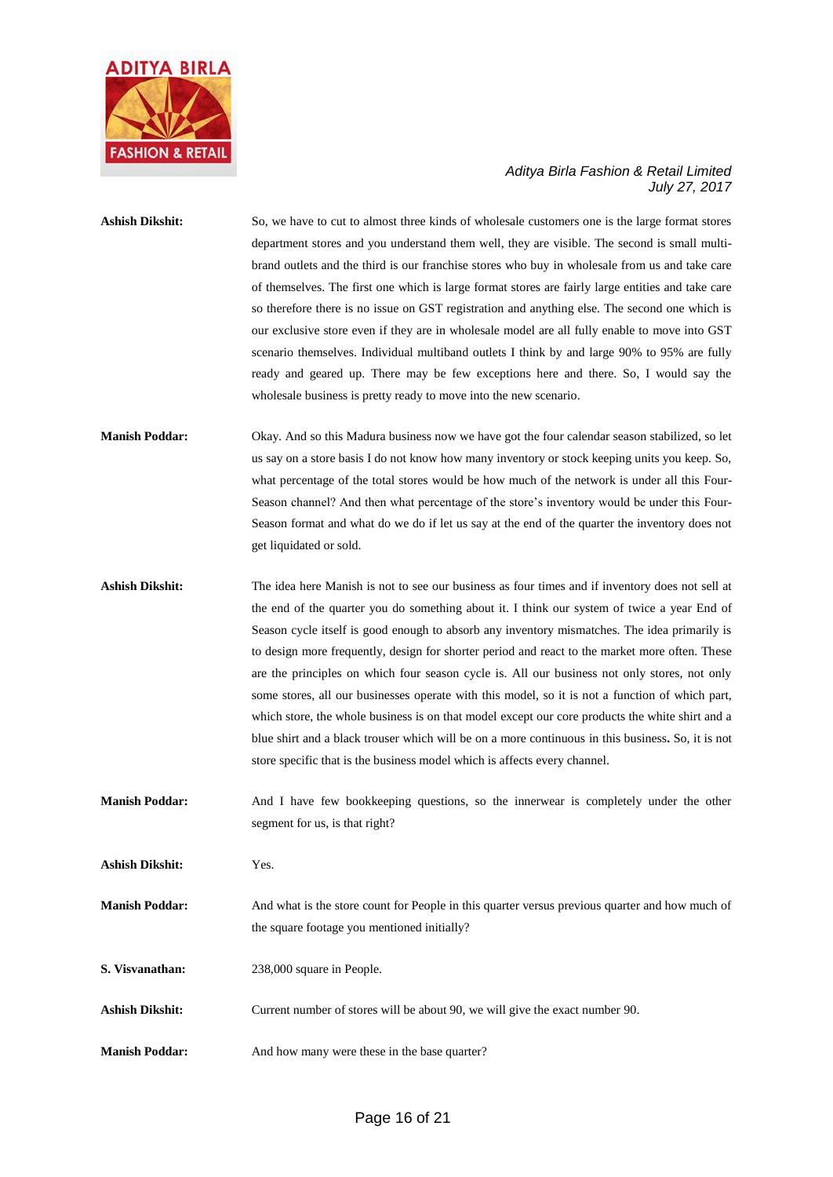**Ashish Dikshit:** So, we have to cut to almost three kinds of wholesale customers one is the large format stores department stores and you understand them well, they are visible. The second is small multi-brand outlets and the third is our franchise stores who buy in wholesale from us and take care of themselves. The first one which is large format stores are fairly large entities and take care so therefore there is no issue on GST registration and anything else. The second one which is our exclusive store even if they are in wholesale model are all fully enable to move into GST scenario themselves. Individual multiband outlets I think by and large 90% to 95% are fully ready and geared up. There may be few exceptions here and there. So, I would say the wholesale business is pretty ready to move into the new scenario.

**Manish Poddar:** Okay. And so this Madura business now we have got the four calendar season stabilized, so let us say on a store basis I do not know how many inventory or stock keeping units you keep. So, what percentage of the total stores would be how much of the network is under all this Four-Season channel? And then what percentage of the store's inventory would be under this Four-Season format and what do we do if let us say at the end of the quarter the inventory does not get liquidated or sold.

**Ashish Dikshit:** The idea here Manish is not to see our business as four times and if inventory does not sell at the end of the quarter you do something about it. I think our system of twice a year End of Season cycle itself is good enough to absorb any inventory mismatches. The idea primarily is to design more frequently, design for shorter period and react to the market more often. These are the principles on which four season cycle is. All our business not only stores, not only some stores, all our businesses operate with this model, so it is not a function of which part, which store, the whole business is on that model except our core products the white shirt and a blue shirt and a black trouser which will be on a more continuous in this business**.** So, it is not store specific that is the business model which is affects every channel.

**Manish Poddar:** And I have few bookkeeping questions, so the innerwear is completely under the other segment for us, is that right?

**Ashish Dikshit:** Yes.

**Manish Poddar:** And what is the store count for People in this quarter versus previous quarter and how much of the square footage you mentioned initially?

**S. Visvanathan:** 238,000 square in People.

**Ashish Dikshit:** Current number of stores will be about 90, we will give the exact number 90.

**Manish Poddar:** And how many were these in the base quarter?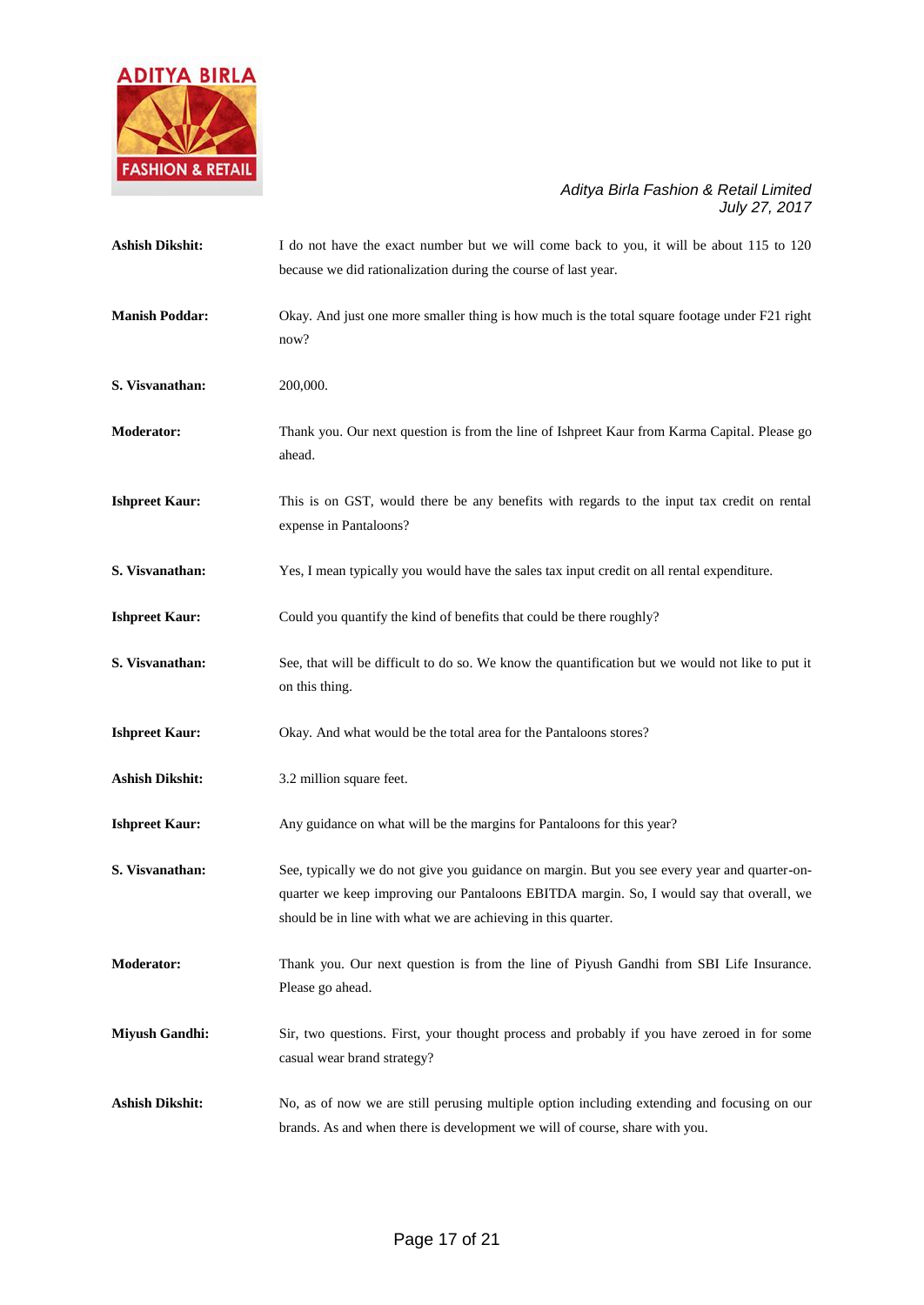**Ashish Dikshit:** I do not have the exact number but we will come back to you, it will be about 115 to 120 because we did rationalization during the course of last year.

**Manish Poddar:** Okay. And just one more smaller thing is how much is the total square footage under F21 right now?

**S. Visvanathan:** 200,000.

**Moderator:** Thank you. Our next question is from the line of Ishpreet Kaur from Karma Capital. Please go ahead.

**Ishpreet Kaur:** This is on GST, would there be any benefits with regards to the input tax credit on rental expense in Pantaloons?

**S. Visvanathan:** Yes, I mean typically you would have the sales tax input credit on all rental expenditure.

**Ishpreet Kaur:** Could you quantify the kind of benefits that could be there roughly?

**S. Visvanathan:** See, that will be difficult to do so. We know the quantification but we would not like to put it on this thing.

**Ishpreet Kaur:** Okay. And what would be the total area for the Pantaloons stores?

**Ashish Dikshit:** 3.2 million square feet.

**Ishpreet Kaur:** Any guidance on what will be the margins for Pantaloons for this year?

**S. Visvanathan:** See, typically we do not give you guidance on margin. But you see every year and quarter-on-quarter we keep improving our Pantaloons EBITDA margin. So, I would say that overall, we should be in line with what we are achieving in this quarter.

**Moderator:** Thank you. Our next question is from the line of Piyush Gandhi from SBI Life Insurance. Please go ahead.

**Miyush Gandhi:** Sir, two questions. First, your thought process and probably if you have zeroed in for some casual wear brand strategy?

**Ashish Dikshit:** No, as of now we are still perusing multiple option including extending and focusing on our brands. As and when there is development we will of course, share with you.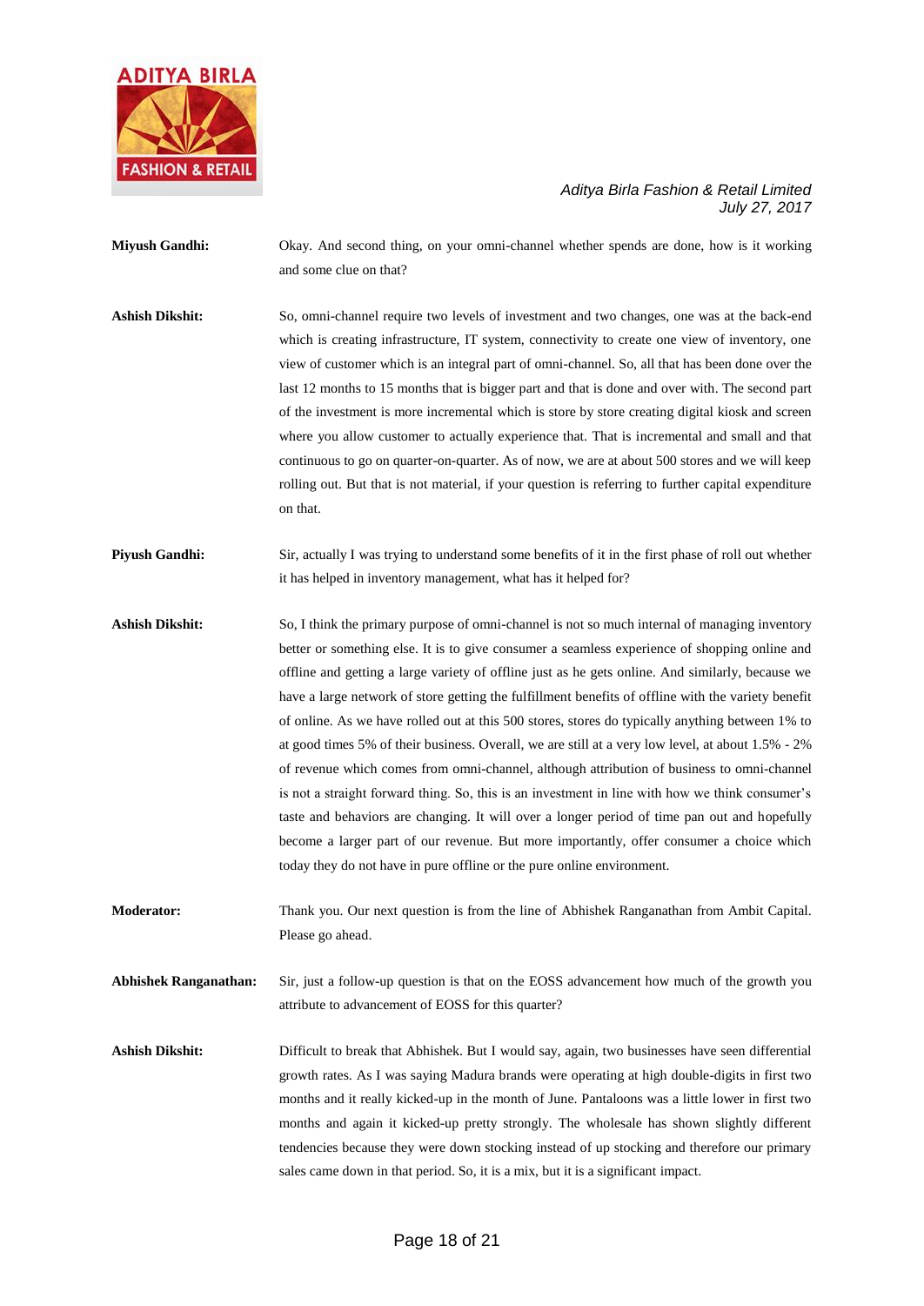**Miyush Gandhi:** Okay. And second thing, on your omni-channel whether spends are done, how is it working and some clue on that?

**Ashish Dikshit:** So, omni-channel require two levels of investment and two changes, one was at the back-end which is creating infrastructure, IT system, connectivity to create one view of inventory, one view of customer which is an integral part of omni-channel. So, all that has been done over the last 12 months to 15 months that is bigger part and that is done and over with. The second part of the investment is more incremental which is store by store creating digital kiosk and screen where you allow customer to actually experience that. That is incremental and small and that continuous to go on quarter-on-quarter. As of now, we are at about 500 stores and we will keep rolling out. But that is not material, if your question is referring to further capital expenditure on that.

**Piyush Gandhi:** Sir, actually I was trying to understand some benefits of it in the first phase of roll out whether it has helped in inventory management, what has it helped for?

**Ashish Dikshit:** So, I think the primary purpose of omni-channel is not so much internal of managing inventory better or something else. It is to give consumer a seamless experience of shopping online and offline and getting a large variety of offline just as he gets online. And similarly, because we have a large network of store getting the fulfillment benefits of offline with the variety benefit of online. As we have rolled out at this 500 stores, stores do typically anything between 1% to at good times 5% of their business. Overall, we are still at a very low level, at about 1.5% - 2% of revenue which comes from omni-channel, although attribution of business to omni-channel is not a straight forward thing. So, this is an investment in line with how we think consumer's taste and behaviors are changing. It will over a longer period of time pan out and hopefully become a larger part of our revenue. But more importantly, offer consumer a choice which today they do not have in pure offline or the pure online environment.

**Moderator:** Thank you. Our next question is from the line of Abhishek Ranganathan from Ambit Capital. Please go ahead.

**Abhishek Ranganathan:** Sir, just a follow-up question is that on the EOSS advancement how much of the growth you attribute to advancement of EOSS for this quarter?

**Ashish Dikshit:** Difficult to break that Abhishek. But I would say, again, two businesses have seen differential growth rates. As I was saying Madura brands were operating at high double-digits in first two months and it really kicked-up in the month of June. Pantaloons was a little lower in first two months and again it kicked-up pretty strongly. The wholesale has shown slightly different tendencies because they were down stocking instead of up stocking and therefore our primary sales came down in that period. So, it is a mix, but it is a significant impact.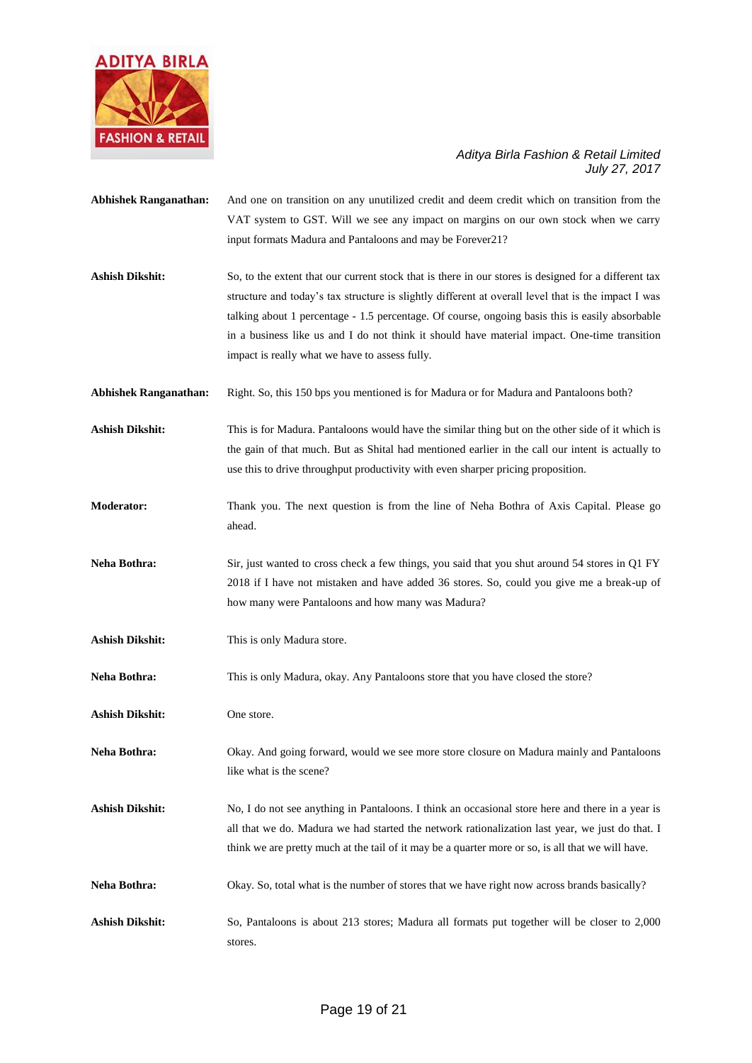**Abhishek Ranganathan:** And one on transition on any unutilized credit and deem credit which on transition from the VAT system to GST. Will we see any impact on margins on our own stock when we carry input formats Madura and Pantaloons and may be Forever21?

**Ashish Dikshit:** So, to the extent that our current stock that is there in our stores is designed for a different tax structure and today's tax structure is slightly different at overall level that is the impact I was talking about 1 percentage - 1.5 percentage. Of course, ongoing basis this is easily absorbable in a business like us and I do not think it should have material impact. One-time transition impact is really what we have to assess fully.

**Abhishek Ranganathan:** Right. So, this 150 bps you mentioned is for Madura or for Madura and Pantaloons both?

**Ashish Dikshit:** This is for Madura. Pantaloons would have the similar thing but on the other side of it which is the gain of that much. But as Shital had mentioned earlier in the call our intent is actually to use this to drive throughput productivity with even sharper pricing proposition.

**Moderator:** Thank you. The next question is from the line of Neha Bothra of Axis Capital. Please go ahead.

**Neha Bothra:** Sir, just wanted to cross check a few things, you said that you shut around 54 stores in Q1 FY 2018 if I have not mistaken and have added 36 stores. So, could you give me a break-up of how many were Pantaloons and how many was Madura?

**Ashish Dikshit:** This is only Madura store.

**Neha Bothra:** This is only Madura, okay. Any Pantaloons store that you have closed the store?

**Ashish Dikshit:** One store.

**Neha Bothra:** Okay. And going forward, would we see more store closure on Madura mainly and Pantaloons like what is the scene?

**Ashish Dikshit:** No, I do not see anything in Pantaloons. I think an occasional store here and there in a year is all that we do. Madura we had started the network rationalization last year, we just do that. I think we are pretty much at the tail of it may be a quarter more or so, is all that we will have.

**Neha Bothra:** Okay. So, total what is the number of stores that we have right now across brands basically?

**Ashish Dikshit:** So, Pantaloons is about 213 stores; Madura all formats put together will be closer to 2,000 stores.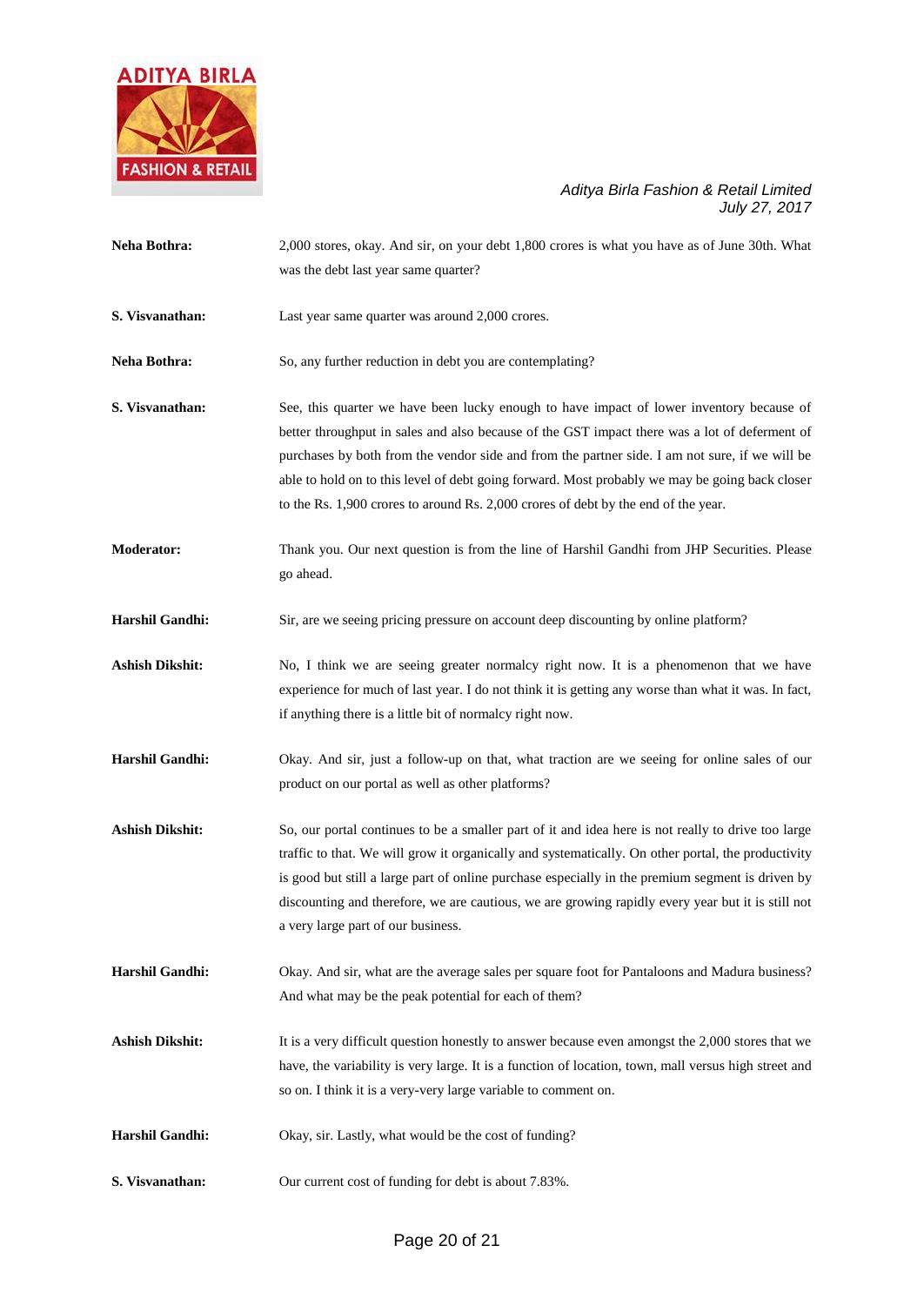**Neha Bothra:** 2,000 stores, okay. And sir, on your debt 1,800 crores is what you have as of June 30th. What was the debt last year same quarter?

**S. Visvanathan:** Last year same quarter was around 2,000 crores.

**Neha Bothra:** So, any further reduction in debt you are contemplating?

**S. Visvanathan:** See, this quarter we have been lucky enough to have impact of lower inventory because of better throughput in sales and also because of the GST impact there was a lot of deferment of purchases by both from the vendor side and from the partner side. I am not sure, if we will be able to hold on to this level of debt going forward. Most probably we may be going back closer to the Rs. 1,900 crores to around Rs. 2,000 crores of debt by the end of the year.

**Moderator:** Thank you. Our next question is from the line of Harshil Gandhi from JHP Securities. Please go ahead.

**Harshil Gandhi:** Sir, are we seeing pricing pressure on account deep discounting by online platform?

**Ashish Dikshit:** No, I think we are seeing greater normalcy right now. It is a phenomenon that we have experience for much of last year. I do not think it is getting any worse than what it was. In fact, if anything there is a little bit of normalcy right now.

**Harshil Gandhi:** Okay. And sir, just a follow-up on that, what traction are we seeing for online sales of our product on our portal as well as other platforms?

**Ashish Dikshit:** So, our portal continues to be a smaller part of it and idea here is not really to drive too large traffic to that. We will grow it organically and systematically. On other portal, the productivity is good but still a large part of online purchase especially in the premium segment is driven by discounting and therefore, we are cautious, we are growing rapidly every year but it is still not a very large part of our business.

**Harshil Gandhi:** Okay. And sir, what are the average sales per square foot for Pantaloons and Madura business? And what may be the peak potential for each of them?

**Ashish Dikshit:** It is a very difficult question honestly to answer because even amongst the 2,000 stores that we have, the variability is very large. It is a function of location, town, mall versus high street and so on. I think it is a very-very large variable to comment on.

**Harshil Gandhi:** Okay, sir. Lastly, what would be the cost of funding?

**S. Visvanathan:** Our current cost of funding for debt is about 7.83%.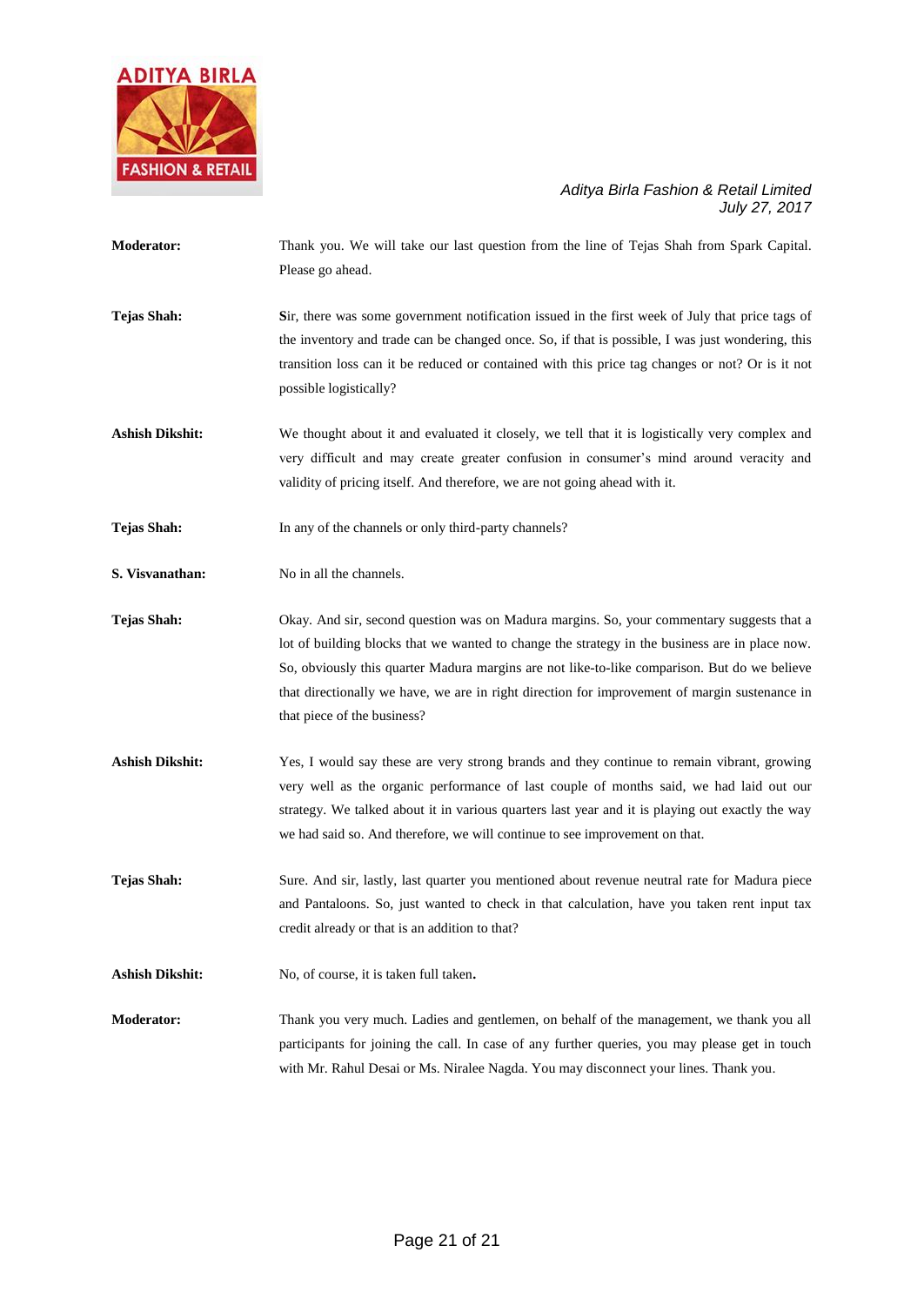**Moderator:** Thank you. We will take our last question from the line of Tejas Shah from Spark Capital. Please go ahead.

**Tejas Shah:** Sir, there was some government notification issued in the first week of July that price tags of the inventory and trade can be changed once. So, if that is possible, I was just wondering, this transition loss can it be reduced or contained with this price tag changes or not? Or is it not possible logistically?

**Ashish Dikshit:** We thought about it and evaluated it closely, we tell that it is logistically very complex and very difficult and may create greater confusion in consumer's mind around veracity and validity of pricing itself. And therefore, we are not going ahead with it.

**Tejas Shah:** In any of the channels or only third-party channels?

**S. Visvanathan:** No in all the channels.

**Tejas Shah:** Okay. And sir, second question was on Madura margins. So, your commentary suggests that a lot of building blocks that we wanted to change the strategy in the business are in place now. So, obviously this quarter Madura margins are not like-to-like comparison. But do we believe that directionally we have, we are in right direction for improvement of margin sustenance in that piece of the business?

**Ashish Dikshit:** Yes, I would say these are very strong brands and they continue to remain vibrant, growing very well as the organic performance of last couple of months said, we had laid out our strategy. We talked about it in various quarters last year and it is playing out exactly the way we had said so. And therefore, we will continue to see improvement on that.

**Tejas Shah:** Sure. And sir, lastly, last quarter you mentioned about revenue neutral rate for Madura piece and Pantaloons. So, just wanted to check in that calculation, have you taken rent input tax credit already or that is an addition to that?

**Ashish Dikshit:** No, of course, it is taken full taken.

**Moderator:** Thank you very much. Ladies and gentlemen, on behalf of the management, we thank you all participants for joining the call. In case of any further queries, you may please get in touch with Mr. Rahul Desai or Ms. Niralee Nagda. You may disconnect your lines. Thank you.